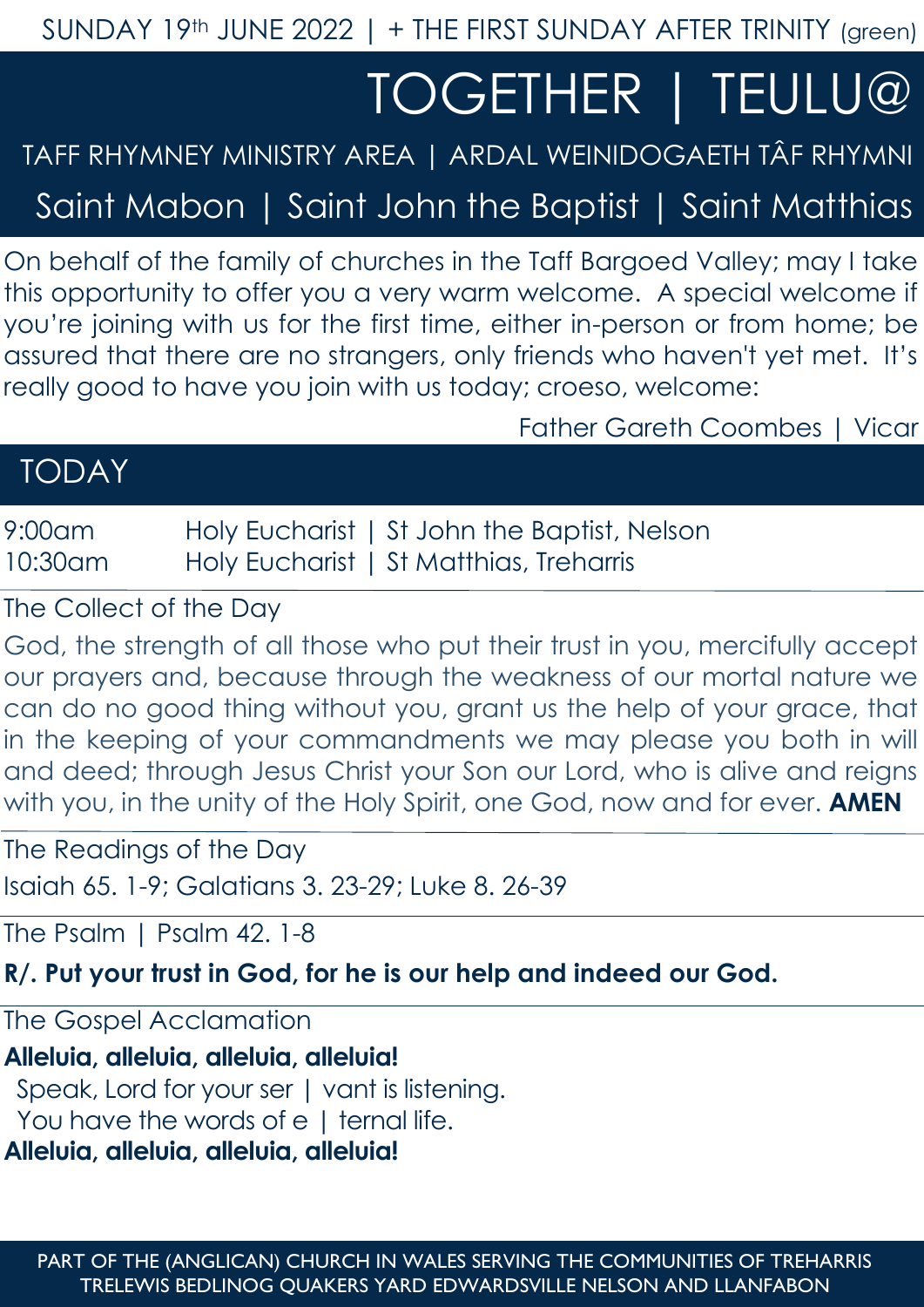SUNDAY 19th JUNE 2022 | + THE FIRST SUNDAY AFTER TRINITY (green)

# TOGETHER | TEULU@

TAFF RHYMNEY MINISTRY AREA | ARDAL WEINIDOGAETH TÂF RHYMNI

## Saint Mabon | Saint John the Baptist | Saint Matthias

On behalf of the family of churches in the Taff Bargoed Valley; may I take this opportunity to offer you a very warm welcome. A special welcome if you're joining with us for the first time, either in-person or from home; be assured that there are no strangers, only friends who haven't yet met. It's really good to have you join with us today; croeso, welcome:

Father Gareth Coombes | Vicar

## TODAY

9:00am Holy Eucharist | St John the Baptist, Nelson
10:30am Holy Eucharist | St Matthias, Treharris

### The Collect of the Day

God, the strength of all those who put their trust in you, mercifully accept our prayers and, because through the weakness of our mortal nature we can do no good thing without you, grant us the help of your grace, that in the keeping of your commandments we may please you both in will and deed; through Jesus Christ your Son our Lord, who is alive and reigns with you, in the unity of the Holy Spirit, one God, now and for ever. **AMEN**

### The Readings of the Day

Isaiah 65. 1-9; Galatians 3. 23-29; Luke 8. 26-39

### The Psalm | Psalm 42. 1-8

**R/. Put your trust in God, for he is our help and indeed our God.**

### The Gospel Acclamation

**Alleluia, alleluia, alleluia, alleluia!**
Speak, Lord for your ser | vant is listening.
You have the words of e | ternal life.
**Alleluia, alleluia, alleluia, alleluia!**

PART OF THE (ANGLICAN) CHURCH IN WALES SERVING THE COMMUNITIES OF TREHARRIS TRELEWIS BEDLINOG QUAKERS YARD EDWARDSVILLE NELSON AND LLANFABON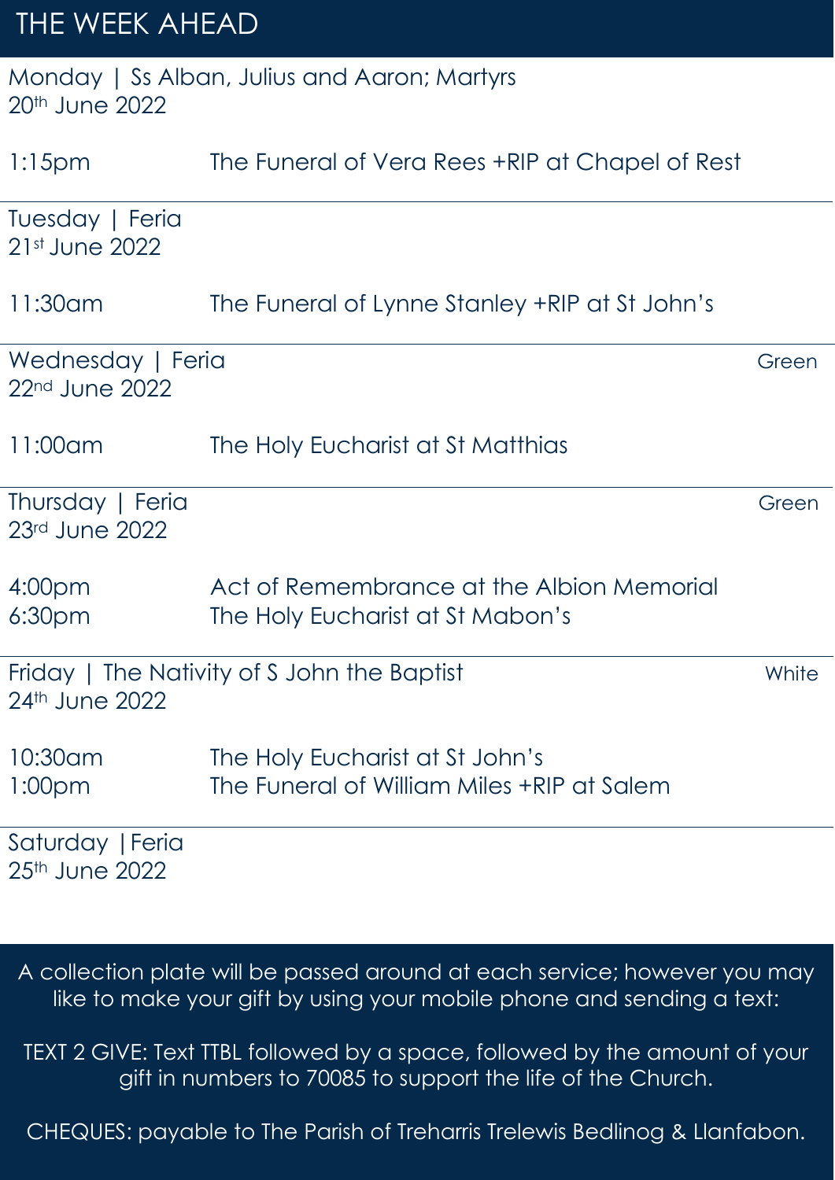# THE WEEK AHEAD

Monday | Ss Alban, Julius and Aaron; Martyrs
20th June 2022

| | |
|---|---|
| 1:15pm | The Funeral of Vera Rees +RIP at Chapel of Rest |

Tuesday | Feria
21st June 2022

| | |
|---|---|
| 11:30am | The Funeral of Lynne Stanley +RIP at St John's |

Wednesday | Feria — Green
22nd June 2022

| | |
|---|---|
| 11:00am | The Holy Eucharist at St Matthias |

Thursday | Feria — Green
23rd June 2022

| | |
|---|---|
| 4:00pm | Act of Remembrance at the Albion Memorial |
| 6:30pm | The Holy Eucharist at St Mabon's |

Friday | The Nativity of S John the Baptist — White
24th June 2022

| | |
|---|---|
| 10:30am | The Holy Eucharist at St John's |
| 1:00pm | The Funeral of William Miles +RIP at Salem |

Saturday | Feria
25th June 2022

A collection plate will be passed around at each service; however you may like to make your gift by using your mobile phone and sending a text:

TEXT 2 GIVE: Text TTBL followed by a space, followed by the amount of your gift in numbers to 70085 to support the life of the Church.

CHEQUES: payable to The Parish of Treharris Trelewis Bedlinog & Llanfabon.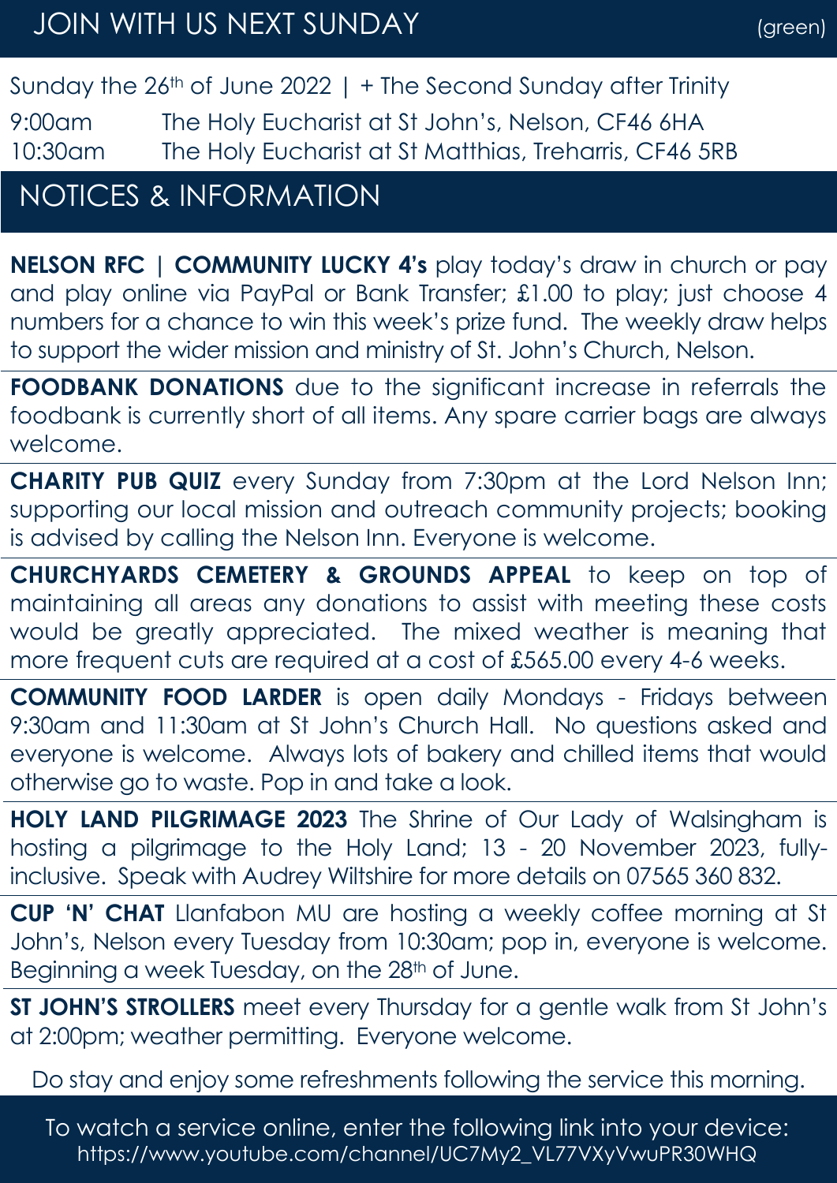## JOIN WITH US NEXT SUNDAY

(green)

Sunday the 26th of June 2022 | + The Second Sunday after Trinity

| | |
|---|---|
| 9:00am | The Holy Eucharist at St John's, Nelson, CF46 6HA |
| 10:30am | The Holy Eucharist at St Matthias, Treharris, CF46 5RB |

## NOTICES & INFORMATION

**NELSON RFC | COMMUNITY LUCKY 4's** play today's draw in church or pay and play online via PayPal or Bank Transfer; £1.00 to play; just choose 4 numbers for a chance to win this week's prize fund. The weekly draw helps to support the wider mission and ministry of St. John's Church, Nelson.

**FOODBANK DONATIONS** due to the significant increase in referrals the foodbank is currently short of all items. Any spare carrier bags are always welcome.

**CHARITY PUB QUIZ** every Sunday from 7:30pm at the Lord Nelson Inn; supporting our local mission and outreach community projects; booking is advised by calling the Nelson Inn. Everyone is welcome.

**CHURCHYARDS CEMETERY & GROUNDS APPEAL** to keep on top of maintaining all areas any donations to assist with meeting these costs would be greatly appreciated. The mixed weather is meaning that more frequent cuts are required at a cost of £565.00 every 4-6 weeks.

**COMMUNITY FOOD LARDER** is open daily Mondays - Fridays between 9:30am and 11:30am at St John's Church Hall. No questions asked and everyone is welcome. Always lots of bakery and chilled items that would otherwise go to waste. Pop in and take a look.

**HOLY LAND PILGRIMAGE 2023** The Shrine of Our Lady of Walsingham is hosting a pilgrimage to the Holy Land; 13 - 20 November 2023, fully-inclusive. Speak with Audrey Wiltshire for more details on 07565 360 832.

**CUP 'N' CHAT** Llanfabon MU are hosting a weekly coffee morning at St John's, Nelson every Tuesday from 10:30am; pop in, everyone is welcome. Beginning a week Tuesday, on the 28th of June.

**ST JOHN'S STROLLERS** meet every Thursday for a gentle walk from St John's at 2:00pm; weather permitting. Everyone welcome.

Do stay and enjoy some refreshments following the service this morning.

To watch a service online, enter the following link into your device:
https://www.youtube.com/channel/UC7My2_VL77VXyVwuPR30WHQ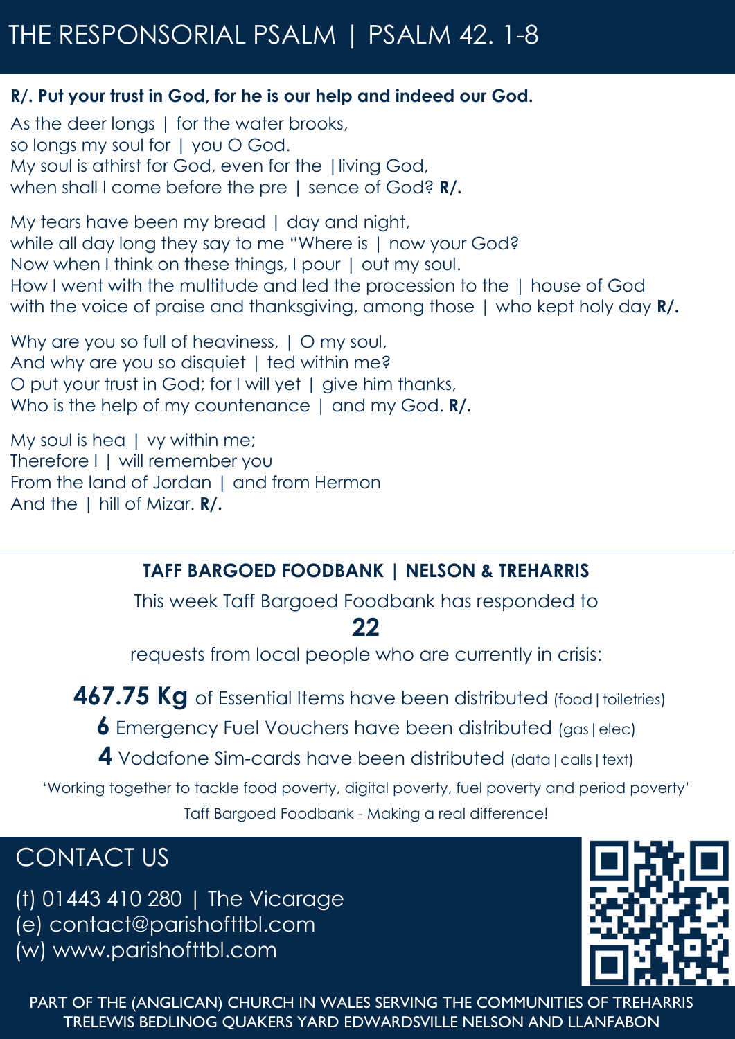# THE RESPONSORIAL PSALM | PSALM 42. 1-8

**R/. Put your trust in God, for he is our help and indeed our God.**

As the deer longs | for the water brooks,
so longs my soul for | you O God.
My soul is athirst for God, even for the |living God,
when shall I come before the pre | sence of God? **R/.**

My tears have been my bread | day and night,
while all day long they say to me "Where is | now your God?
Now when I think on these things, I pour | out my soul.
How I went with the multitude and led the procession to the | house of God
with the voice of praise and thanksgiving, among those | who kept holy day **R/.**

Why are you so full of heaviness, | O my soul,
And why are you so disquiet | ted within me?
O put your trust in God; for I will yet | give him thanks,
Who is the help of my countenance | and my God. **R/.**

My soul is hea | vy within me;
Therefore I | will remember you
From the land of Jordan | and from Hermon
And the | hill of Mizar. **R/.**

---

**TAFF BARGOED FOODBANK | NELSON & TREHARRIS**

This week Taff Bargoed Foodbank has responded to

**22**

requests from local people who are currently in crisis:

**467.75 Kg** of Essential Items have been distributed (food | toiletries)

**6** Emergency Fuel Vouchers have been distributed (gas | elec)

**4** Vodafone Sim-cards have been distributed (data | calls | text)

'Working together to tackle food poverty, digital poverty, fuel poverty and period poverty'

Taff Bargoed Foodbank - Making a real difference!

## CONTACT US

(t) 01443 410 280 | The Vicarage
(e) contact@parishofttbl.com
(w) www.parishofttbl.com

PART OF THE (ANGLICAN) CHURCH IN WALES SERVING THE COMMUNITIES OF TREHARRIS TRELEWIS BEDLINOG QUAKERS YARD EDWARDSVILLE NELSON AND LLANFABON